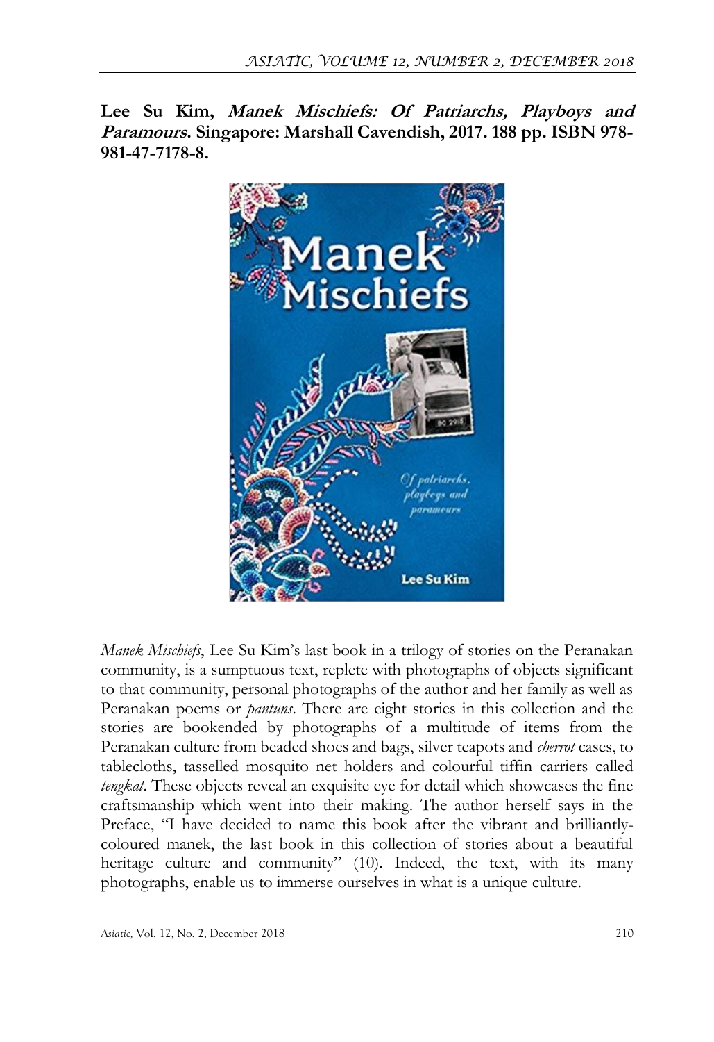**Lee Su Kim, *Manek Mischiefs: Of Patriarchs, Playboys and Paramours*. Singapore: Marshall Cavendish, 2017. 188 pp. ISBN 978-981-47-7178-8.**

*Manek Mischiefs*, Lee Su Kim's last book in a trilogy of stories on the Peranakan community, is a sumptuous text, replete with photographs of objects significant to that community, personal photographs of the author and her family as well as Peranakan poems or *pantuns*. There are eight stories in this collection and the stories are bookended by photographs of a multitude of items from the Peranakan culture from beaded shoes and bags, silver teapots and *cherrot* cases, to tablecloths, tasselled mosquito net holders and colourful tiffin carriers called *tengkat*. These objects reveal an exquisite eye for detail which showcases the fine craftsmanship which went into their making. The author herself says in the Preface, "I have decided to name this book after the vibrant and brilliantly-coloured manek, the last book in this collection of stories about a beautiful heritage culture and community" (10). Indeed, the text, with its many photographs, enable us to immerse ourselves in what is a unique culture.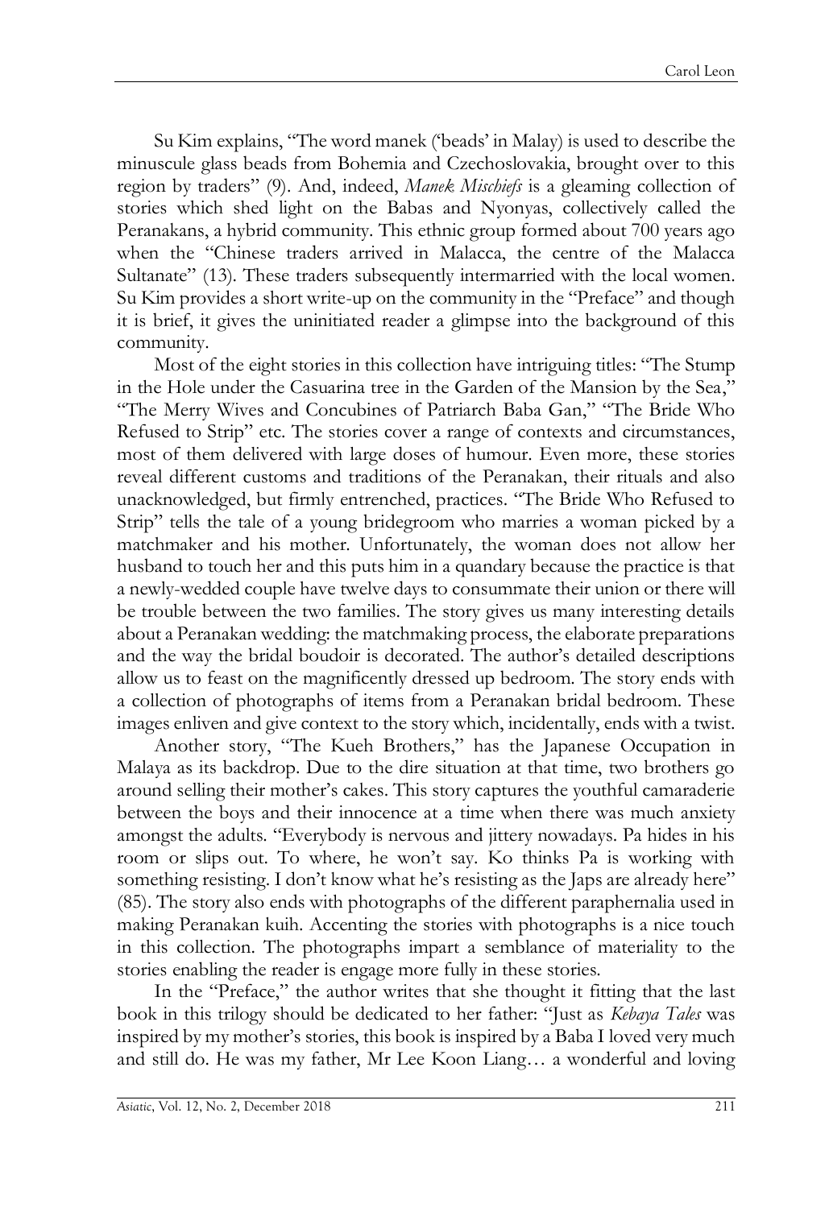Su Kim explains, "The word manek ('beads' in Malay) is used to describe the minuscule glass beads from Bohemia and Czechoslovakia, brought over to this region by traders" (9). And, indeed, *Manek Mischiefs* is a gleaming collection of stories which shed light on the Babas and Nyonyas, collectively called the Peranakans, a hybrid community. This ethnic group formed about 700 years ago when the "Chinese traders arrived in Malacca, the centre of the Malacca Sultanate" (13). These traders subsequently intermarried with the local women. Su Kim provides a short write-up on the community in the "Preface" and though it is brief, it gives the uninitiated reader a glimpse into the background of this community.

Most of the eight stories in this collection have intriguing titles: "The Stump in the Hole under the Casuarina tree in the Garden of the Mansion by the Sea," "The Merry Wives and Concubines of Patriarch Baba Gan," "The Bride Who Refused to Strip" etc. The stories cover a range of contexts and circumstances, most of them delivered with large doses of humour. Even more, these stories reveal different customs and traditions of the Peranakan, their rituals and also unacknowledged, but firmly entrenched, practices. "The Bride Who Refused to Strip" tells the tale of a young bridegroom who marries a woman picked by a matchmaker and his mother. Unfortunately, the woman does not allow her husband to touch her and this puts him in a quandary because the practice is that a newly-wedded couple have twelve days to consummate their union or there will be trouble between the two families. The story gives us many interesting details about a Peranakan wedding: the matchmaking process, the elaborate preparations and the way the bridal boudoir is decorated. The author's detailed descriptions allow us to feast on the magnificently dressed up bedroom. The story ends with a collection of photographs of items from a Peranakan bridal bedroom. These images enliven and give context to the story which, incidentally, ends with a twist.

Another story, "The Kueh Brothers," has the Japanese Occupation in Malaya as its backdrop. Due to the dire situation at that time, two brothers go around selling their mother's cakes. This story captures the youthful camaraderie between the boys and their innocence at a time when there was much anxiety amongst the adults. "Everybody is nervous and jittery nowadays. Pa hides in his room or slips out. To where, he won't say. Ko thinks Pa is working with something resisting. I don't know what he's resisting as the Japs are already here" (85). The story also ends with photographs of the different paraphernalia used in making Peranakan kuih. Accenting the stories with photographs is a nice touch in this collection. The photographs impart a semblance of materiality to the stories enabling the reader is engage more fully in these stories.

In the "Preface," the author writes that she thought it fitting that the last book in this trilogy should be dedicated to her father: "Just as *Kebaya Tales* was inspired by my mother's stories, this book is inspired by a Baba I loved very much and still do. He was my father, Mr Lee Koon Liang… a wonderful and loving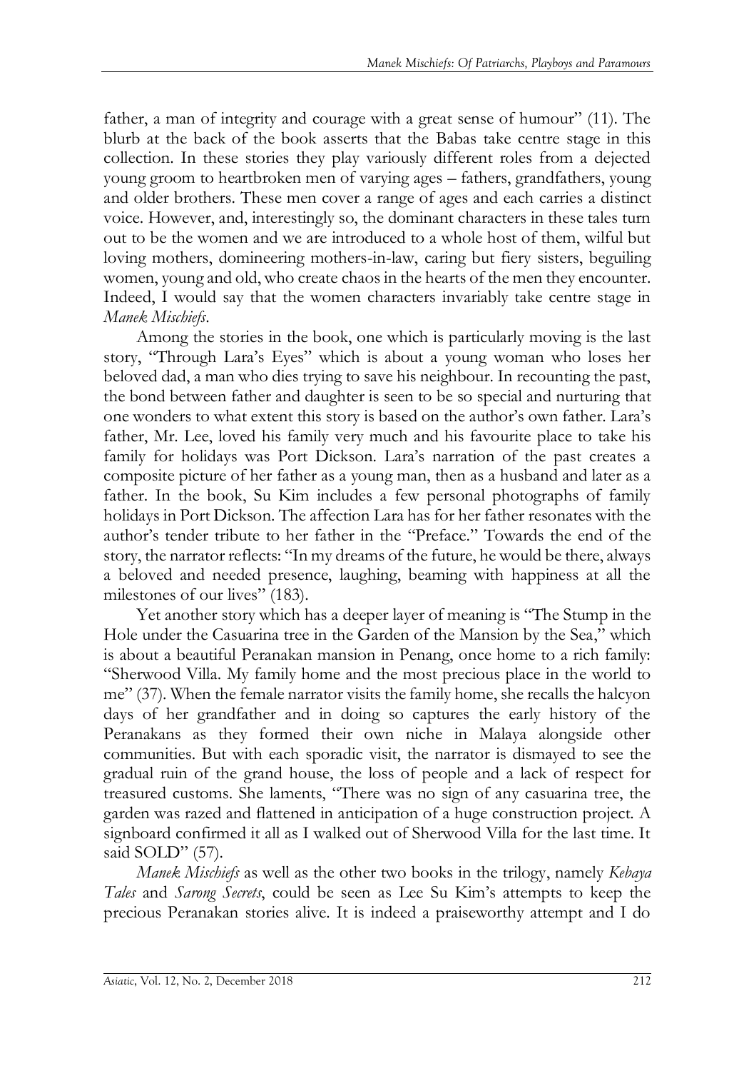father, a man of integrity and courage with a great sense of humour" (11). The blurb at the back of the book asserts that the Babas take centre stage in this collection. In these stories they play variously different roles from a dejected young groom to heartbroken men of varying ages – fathers, grandfathers, young and older brothers. These men cover a range of ages and each carries a distinct voice. However, and, interestingly so, the dominant characters in these tales turn out to be the women and we are introduced to a whole host of them, wilful but loving mothers, domineering mothers-in-law, caring but fiery sisters, beguiling women, young and old, who create chaos in the hearts of the men they encounter. Indeed, I would say that the women characters invariably take centre stage in *Manek Mischiefs*.

Among the stories in the book, one which is particularly moving is the last story, "Through Lara's Eyes" which is about a young woman who loses her beloved dad, a man who dies trying to save his neighbour. In recounting the past, the bond between father and daughter is seen to be so special and nurturing that one wonders to what extent this story is based on the author's own father. Lara's father, Mr. Lee, loved his family very much and his favourite place to take his family for holidays was Port Dickson. Lara's narration of the past creates a composite picture of her father as a young man, then as a husband and later as a father. In the book, Su Kim includes a few personal photographs of family holidays in Port Dickson. The affection Lara has for her father resonates with the author's tender tribute to her father in the "Preface." Towards the end of the story, the narrator reflects: "In my dreams of the future, he would be there, always a beloved and needed presence, laughing, beaming with happiness at all the milestones of our lives" (183).

Yet another story which has a deeper layer of meaning is "The Stump in the Hole under the Casuarina tree in the Garden of the Mansion by the Sea," which is about a beautiful Peranakan mansion in Penang, once home to a rich family: "Sherwood Villa. My family home and the most precious place in the world to me" (37). When the female narrator visits the family home, she recalls the halcyon days of her grandfather and in doing so captures the early history of the Peranakans as they formed their own niche in Malaya alongside other communities. But with each sporadic visit, the narrator is dismayed to see the gradual ruin of the grand house, the loss of people and a lack of respect for treasured customs. She laments, "There was no sign of any casuarina tree, the garden was razed and flattened in anticipation of a huge construction project. A signboard confirmed it all as I walked out of Sherwood Villa for the last time. It said SOLD" (57).

*Manek Mischiefs* as well as the other two books in the trilogy, namely *Kebaya Tales* and *Sarong Secrets*, could be seen as Lee Su Kim's attempts to keep the precious Peranakan stories alive. It is indeed a praiseworthy attempt and I do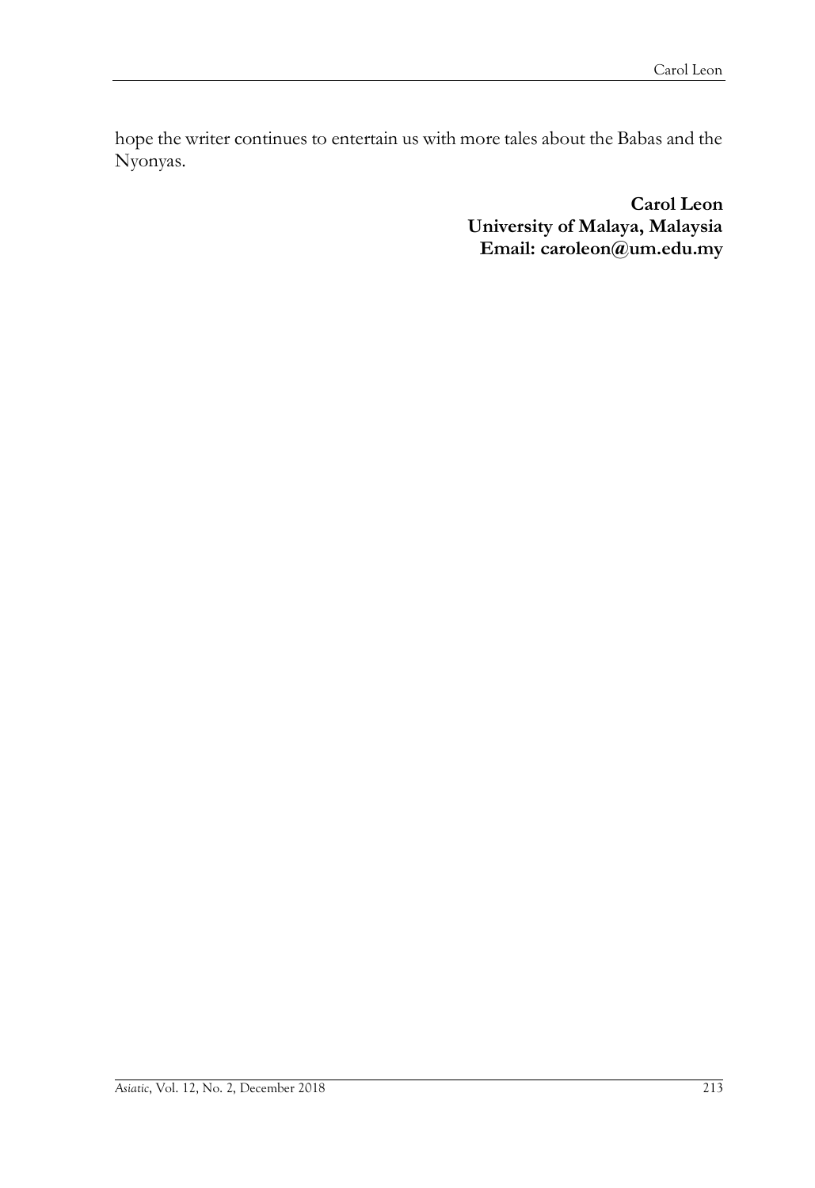hope the writer continues to entertain us with more tales about the Babas and the Nyonyas.

**Carol Leon**
**University of Malaya, Malaysia**
**Email: caroleon@um.edu.my**